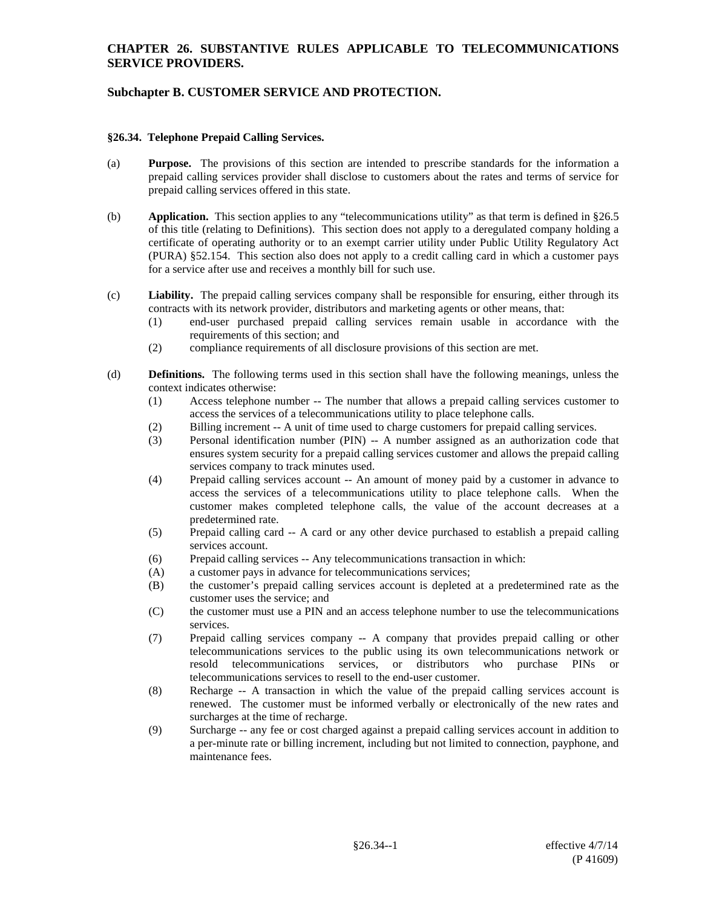# CHAPTER 26. SUBSTANTIVE RULES APPLICABLE TO TELECOMMUNICATIONS SERVICE PROVIDERS.

## Subchapter B. CUSTOMER SERVICE AND PROTECTION.

### §26.34. Telephone Prepaid Calling Services.

(a) **Purpose.** The provisions of this section are intended to prescribe standards for the information a prepaid calling services provider shall disclose to customers about the rates and terms of service for prepaid calling services offered in this state.

(b) **Application.** This section applies to any "telecommunications utility" as that term is defined in §26.5 of this title (relating to Definitions). This section does not apply to a deregulated company holding a certificate of operating authority or to an exempt carrier utility under Public Utility Regulatory Act (PURA) §52.154. This section also does not apply to a credit calling card in which a customer pays for a service after use and receives a monthly bill for such use.

(c) **Liability.** The prepaid calling services company shall be responsible for ensuring, either through its contracts with its network provider, distributors and marketing agents or other means, that:

- (1) end-user purchased prepaid calling services remain usable in accordance with the requirements of this section; and
- (2) compliance requirements of all disclosure provisions of this section are met.

(d) **Definitions.** The following terms used in this section shall have the following meanings, unless the context indicates otherwise:

- (1) Access telephone number -- The number that allows a prepaid calling services customer to access the services of a telecommunications utility to place telephone calls.
- (2) Billing increment -- A unit of time used to charge customers for prepaid calling services.
- (3) Personal identification number (PIN) -- A number assigned as an authorization code that ensures system security for a prepaid calling services customer and allows the prepaid calling services company to track minutes used.
- (4) Prepaid calling services account -- An amount of money paid by a customer in advance to access the services of a telecommunications utility to place telephone calls. When the customer makes completed telephone calls, the value of the account decreases at a predetermined rate.
- (5) Prepaid calling card -- A card or any other device purchased to establish a prepaid calling services account.
- (6) Prepaid calling services -- Any telecommunications transaction in which:
  - (A) a customer pays in advance for telecommunications services;
  - (B) the customer's prepaid calling services account is depleted at a predetermined rate as the customer uses the service; and
  - (C) the customer must use a PIN and an access telephone number to use the telecommunications services.
- (7) Prepaid calling services company -- A company that provides prepaid calling or other telecommunications services to the public using its own telecommunications network or resold telecommunications services, or distributors who purchase PINs or telecommunications services to resell to the end-user customer.
- (8) Recharge -- A transaction in which the value of the prepaid calling services account is renewed. The customer must be informed verbally or electronically of the new rates and surcharges at the time of recharge.
- (9) Surcharge -- any fee or cost charged against a prepaid calling services account in addition to a per-minute rate or billing increment, including but not limited to connection, payphone, and maintenance fees.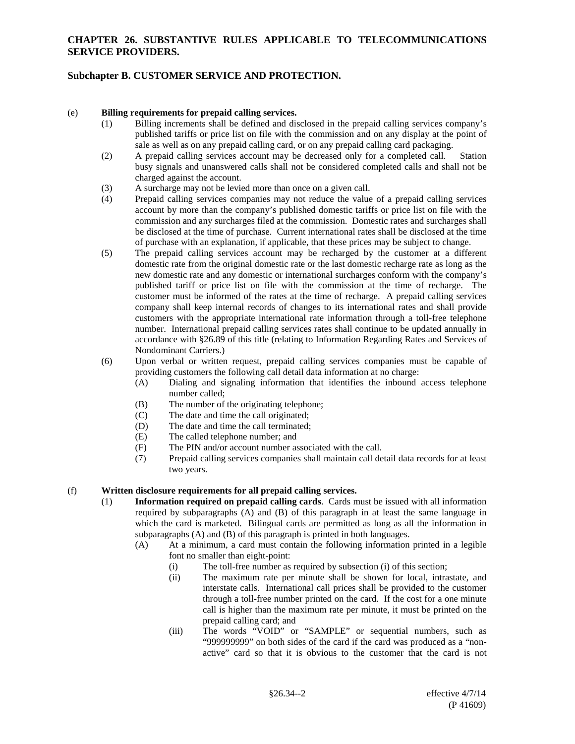**CHAPTER 26. SUBSTANTIVE RULES APPLICABLE TO TELECOMMUNICATIONS SERVICE PROVIDERS.**

**Subchapter B. CUSTOMER SERVICE AND PROTECTION.**

(e) **Billing requirements for prepaid calling services.**

(1) Billing increments shall be defined and disclosed in the prepaid calling services company's published tariffs or price list on file with the commission and on any display at the point of sale as well as on any prepaid calling card, or on any prepaid calling card packaging.

(2) A prepaid calling services account may be decreased only for a completed call. Station busy signals and unanswered calls shall not be considered completed calls and shall not be charged against the account.

(3) A surcharge may not be levied more than once on a given call.

(4) Prepaid calling services companies may not reduce the value of a prepaid calling services account by more than the company's published domestic tariffs or price list on file with the commission and any surcharges filed at the commission. Domestic rates and surcharges shall be disclosed at the time of purchase. Current international rates shall be disclosed at the time of purchase with an explanation, if applicable, that these prices may be subject to change.

(5) The prepaid calling services account may be recharged by the customer at a different domestic rate from the original domestic rate or the last domestic recharge rate as long as the new domestic rate and any domestic or international surcharges conform with the company's published tariff or price list on file with the commission at the time of recharge. The customer must be informed of the rates at the time of recharge. A prepaid calling services company shall keep internal records of changes to its international rates and shall provide customers with the appropriate international rate information through a toll-free telephone number. International prepaid calling services rates shall continue to be updated annually in accordance with §26.89 of this title (relating to Information Regarding Rates and Services of Nondominant Carriers.)

(6) Upon verbal or written request, prepaid calling services companies must be capable of providing customers the following call detail data information at no charge:

(A) Dialing and signaling information that identifies the inbound access telephone number called;

(B) The number of the originating telephone;

(C) The date and time the call originated;

(D) The date and time the call terminated;

(E) The called telephone number; and

(F) The PIN and/or account number associated with the call.

(7) Prepaid calling services companies shall maintain call detail data records for at least two years.

(f) **Written disclosure requirements for all prepaid calling services.**

(1) **Information required on prepaid calling cards**. Cards must be issued with all information required by subparagraphs (A) and (B) of this paragraph in at least the same language in which the card is marketed. Bilingual cards are permitted as long as all the information in subparagraphs (A) and (B) of this paragraph is printed in both languages.

(A) At a minimum, a card must contain the following information printed in a legible font no smaller than eight-point:

(i) The toll-free number as required by subsection (i) of this section;

(ii) The maximum rate per minute shall be shown for local, intrastate, and interstate calls. International call prices shall be provided to the customer through a toll-free number printed on the card. If the cost for a one minute call is higher than the maximum rate per minute, it must be printed on the prepaid calling card; and

(iii) The words "VOID" or "SAMPLE" or sequential numbers, such as "999999999" on both sides of the card if the card was produced as a "non-active" card so that it is obvious to the customer that the card is not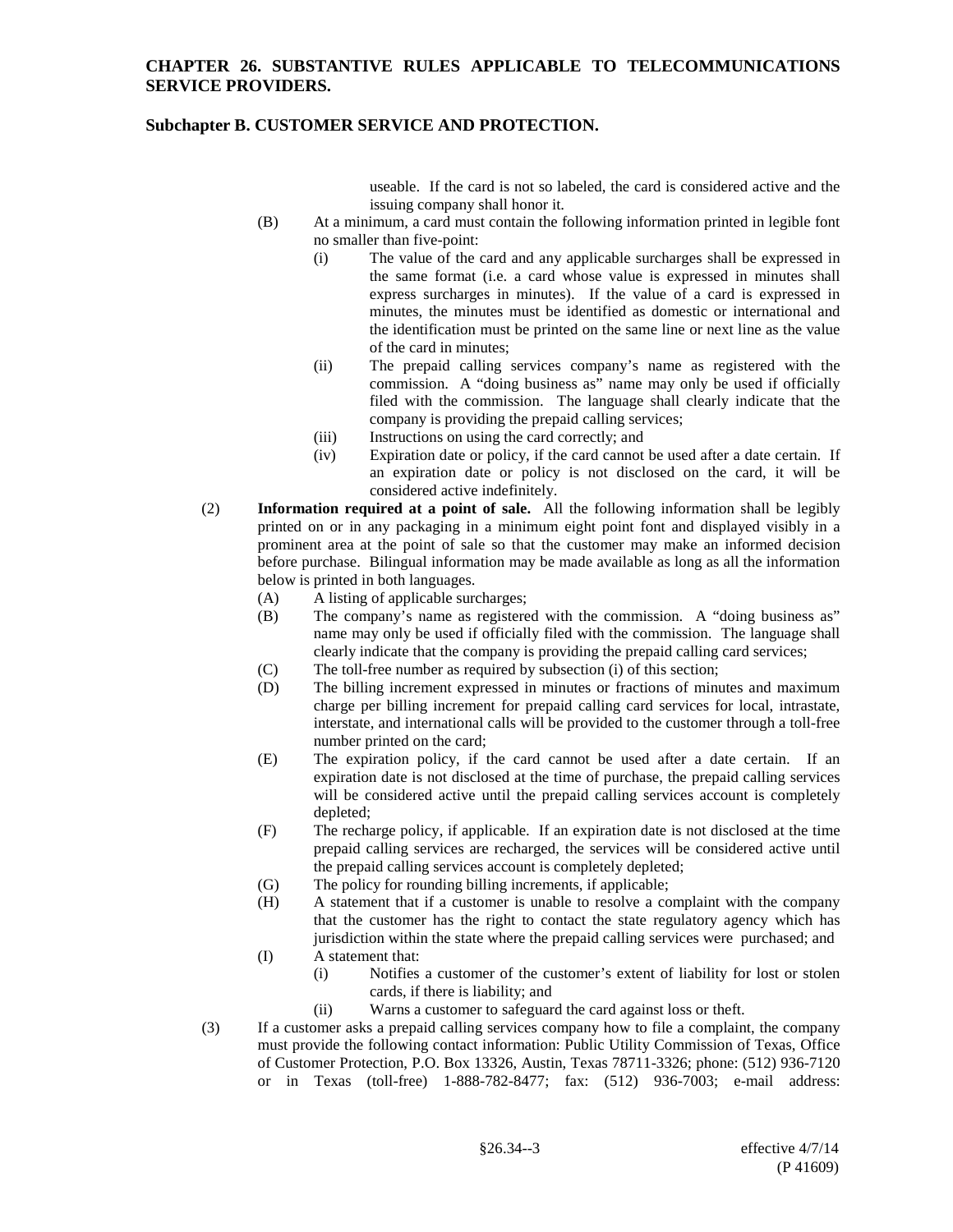useable. If the card is not so labeled, the card is considered active and the issuing company shall honor it.

(B) At a minimum, a card must contain the following information printed in legible font no smaller than five-point:

(i) The value of the card and any applicable surcharges shall be expressed in the same format (i.e. a card whose value is expressed in minutes shall express surcharges in minutes). If the value of a card is expressed in minutes, the minutes must be identified as domestic or international and the identification must be printed on the same line or next line as the value of the card in minutes;

(ii) The prepaid calling services company's name as registered with the commission. A "doing business as" name may only be used if officially filed with the commission. The language shall clearly indicate that the company is providing the prepaid calling services;

(iii) Instructions on using the card correctly; and

(iv) Expiration date or policy, if the card cannot be used after a date certain. If an expiration date or policy is not disclosed on the card, it will be considered active indefinitely.

(2) **Information required at a point of sale.** All the following information shall be legibly printed on or in any packaging in a minimum eight point font and displayed visibly in a prominent area at the point of sale so that the customer may make an informed decision before purchase. Bilingual information may be made available as long as all the information below is printed in both languages.

(A) A listing of applicable surcharges;

(B) The company's name as registered with the commission. A "doing business as" name may only be used if officially filed with the commission. The language shall clearly indicate that the company is providing the prepaid calling card services;

(C) The toll-free number as required by subsection (i) of this section;

(D) The billing increment expressed in minutes or fractions of minutes and maximum charge per billing increment for prepaid calling card services for local, intrastate, interstate, and international calls will be provided to the customer through a toll-free number printed on the card;

(E) The expiration policy, if the card cannot be used after a date certain. If an expiration date is not disclosed at the time of purchase, the prepaid calling services will be considered active until the prepaid calling services account is completely depleted;

(F) The recharge policy, if applicable. If an expiration date is not disclosed at the time prepaid calling services are recharged, the services will be considered active until the prepaid calling services account is completely depleted;

(G) The policy for rounding billing increments, if applicable;

(H) A statement that if a customer is unable to resolve a complaint with the company that the customer has the right to contact the state regulatory agency which has jurisdiction within the state where the prepaid calling services were purchased; and

(I) A statement that:

(i) Notifies a customer of the customer's extent of liability for lost or stolen cards, if there is liability; and

(ii) Warns a customer to safeguard the card against loss or theft.

(3) If a customer asks a prepaid calling services company how to file a complaint, the company must provide the following contact information: Public Utility Commission of Texas, Office of Customer Protection, P.O. Box 13326, Austin, Texas 78711-3326; phone: (512) 936-7120 or in Texas (toll-free) 1-888-782-8477; fax: (512) 936-7003; e-mail address: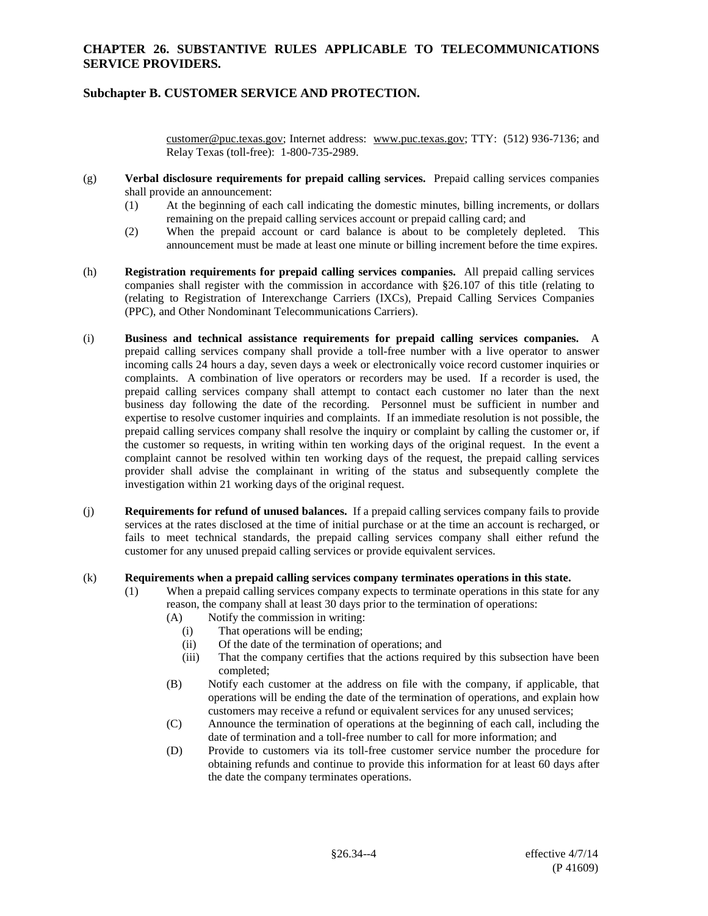customer@puc.texas.gov; Internet address: www.puc.texas.gov; TTY: (512) 936-7136; and Relay Texas (toll-free): 1-800-735-2989.

(g) **Verbal disclosure requirements for prepaid calling services.** Prepaid calling services companies shall provide an announcement:

(1) At the beginning of each call indicating the domestic minutes, billing increments, or dollars remaining on the prepaid calling services account or prepaid calling card; and

(2) When the prepaid account or card balance is about to be completely depleted. This announcement must be made at least one minute or billing increment before the time expires.

(h) **Registration requirements for prepaid calling services companies.** All prepaid calling services companies shall register with the commission in accordance with §26.107 of this title (relating to (relating to Registration of Interexchange Carriers (IXCs), Prepaid Calling Services Companies (PPC), and Other Nondominant Telecommunications Carriers).

(i) **Business and technical assistance requirements for prepaid calling services companies.** A prepaid calling services company shall provide a toll-free number with a live operator to answer incoming calls 24 hours a day, seven days a week or electronically voice record customer inquiries or complaints. A combination of live operators or recorders may be used. If a recorder is used, the prepaid calling services company shall attempt to contact each customer no later than the next business day following the date of the recording. Personnel must be sufficient in number and expertise to resolve customer inquiries and complaints. If an immediate resolution is not possible, the prepaid calling services company shall resolve the inquiry or complaint by calling the customer or, if the customer so requests, in writing within ten working days of the original request. In the event a complaint cannot be resolved within ten working days of the request, the prepaid calling services provider shall advise the complainant in writing of the status and subsequently complete the investigation within 21 working days of the original request.

(j) **Requirements for refund of unused balances.** If a prepaid calling services company fails to provide services at the rates disclosed at the time of initial purchase or at the time an account is recharged, or fails to meet technical standards, the prepaid calling services company shall either refund the customer for any unused prepaid calling services or provide equivalent services.

(k) **Requirements when a prepaid calling services company terminates operations in this state.**

(1) When a prepaid calling services company expects to terminate operations in this state for any reason, the company shall at least 30 days prior to the termination of operations:

(A) Notify the commission in writing:

(i) That operations will be ending;

(ii) Of the date of the termination of operations; and

(iii) That the company certifies that the actions required by this subsection have been completed;

(B) Notify each customer at the address on file with the company, if applicable, that operations will be ending the date of the termination of operations, and explain how customers may receive a refund or equivalent services for any unused services;

(C) Announce the termination of operations at the beginning of each call, including the date of termination and a toll-free number to call for more information; and

(D) Provide to customers via its toll-free customer service number the procedure for obtaining refunds and continue to provide this information for at least 60 days after the date the company terminates operations.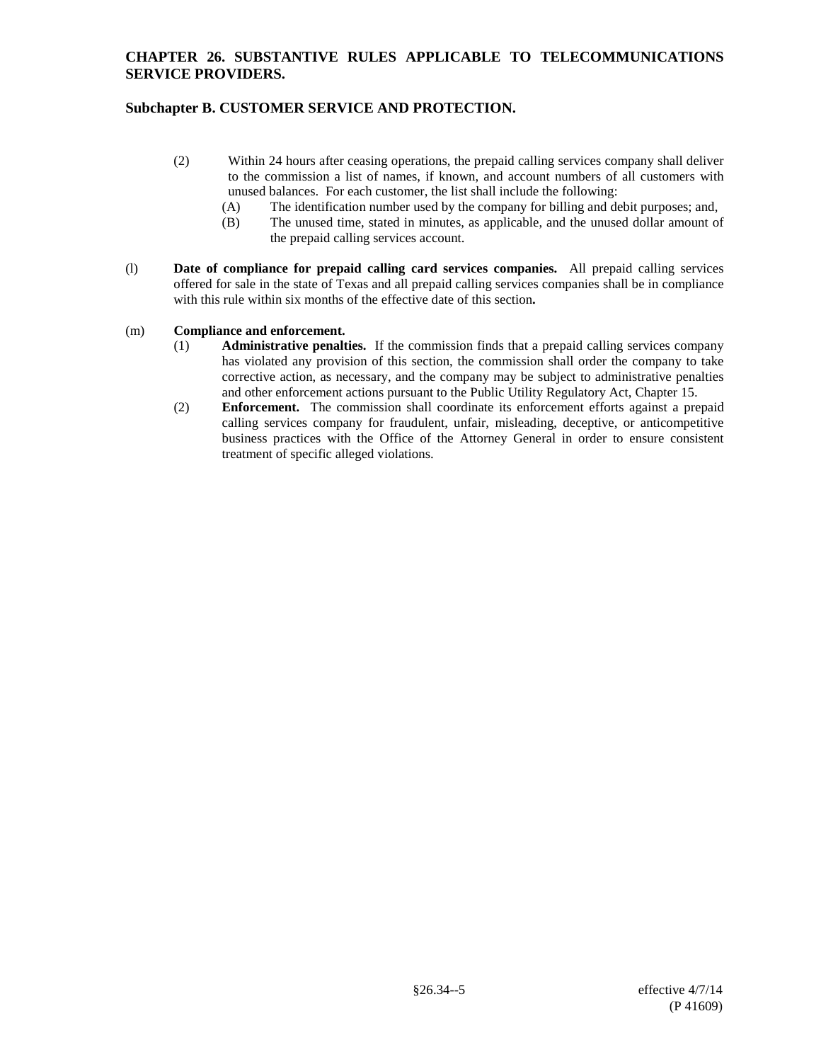(2) Within 24 hours after ceasing operations, the prepaid calling services company shall deliver to the commission a list of names, if known, and account numbers of all customers with unused balances. For each customer, the list shall include the following:

(A) The identification number used by the company for billing and debit purposes; and,

(B) The unused time, stated in minutes, as applicable, and the unused dollar amount of the prepaid calling services account.

(l) **Date of compliance for prepaid calling card services companies.** All prepaid calling services offered for sale in the state of Texas and all prepaid calling services companies shall be in compliance with this rule within six months of the effective date of this section**.**

(m) **Compliance and enforcement.**

(1) **Administrative penalties.** If the commission finds that a prepaid calling services company has violated any provision of this section, the commission shall order the company to take corrective action, as necessary, and the company may be subject to administrative penalties and other enforcement actions pursuant to the Public Utility Regulatory Act, Chapter 15.

(2) **Enforcement.** The commission shall coordinate its enforcement efforts against a prepaid calling services company for fraudulent, unfair, misleading, deceptive, or anticompetitive business practices with the Office of the Attorney General in order to ensure consistent treatment of specific alleged violations.